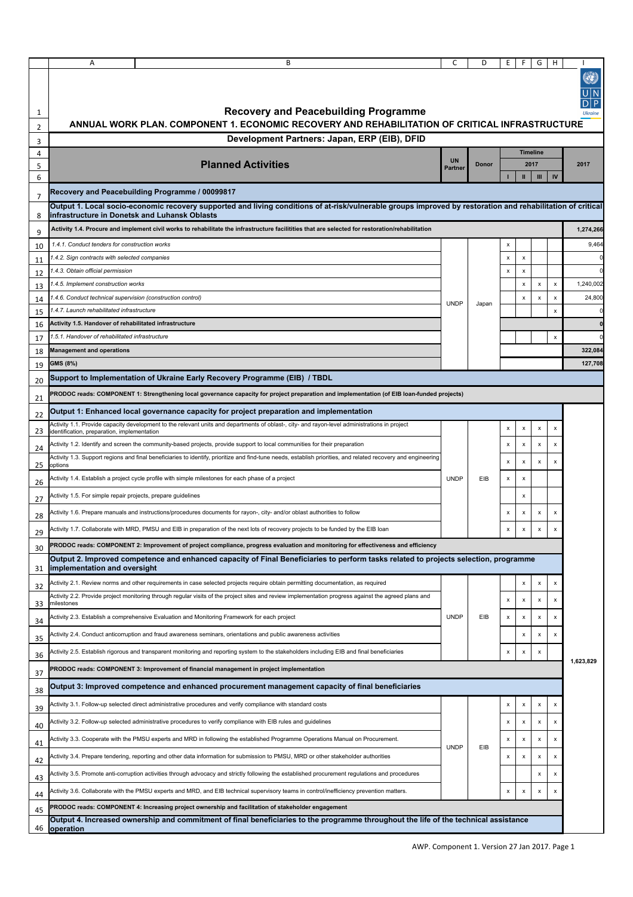# Recovery and Peacebuilding Programme

## ANNUAL WORK PLAN. COMPONENT 1. ECONOMIC RECOVERY AND REHABILITATION OF CRITICAL INFRASTRUCTURE

### Development Partners: Japan, ERP (EIB), DFID

| Planned Activities | UN Partner | Donor | Timeline 2017 I | II | III | IV | 2017 |
|---|---|---|---|---|---|---|---|
| **Recovery and Peacebuilding Programme / 00099817** | | | | | | | |
| **Output 1. Local socio-economic recovery supported and living conditions of at-risk/vulnerable groups improved by restoration and rehabilitation of critical infrastructure in Donetsk and Luhansk Oblasts** | | | | | | | |
| **Activity 1.4. Procure and implement civil works to rehabilitate the infrastructure facilitities that are selected for restoration/rehabilitation** | | | | | | | **1,274,266** |
| *1.4.1. Conduct tenders for construction works* | UNDP | Japan | x | | | | 9,464 |
| *1.4.2. Sign contracts with selected companies* | UNDP | Japan | x | x | | | 0 |
| *1.4.3. Obtain official permission* | UNDP | Japan | x | x | | | 0 |
| *1.4.5. Implement construction works* | UNDP | Japan | | x | x | x | 1,240,002 |
| *1.4.6. Conduct technical supervision (construction control)* | UNDP | Japan | | x | x | x | 24,800 |
| *1.4.7. Launch rehabilitated infrastructure* | UNDP | Japan | | | | x | 0 |
| **Activity 1.5. Handover of rehabilitated infrastructure** | UNDP | Japan | | | | | **0** |
| *1.5.1. Handover of rehabilitated infrastructure* | UNDP | Japan | | | | x | 0 |
| **Management and operations** | UNDP | Japan | | | | | **322,084** |
| **GMS (8%)** | UNDP | Japan | | | | | **127,708** |
| **Support to Implementation of Ukraine Early Recovery Programme (EIB) / TBDL** | | | | | | | |
| **PRODOC reads: COMPONENT 1: Strengthening local governance capacity for project preparation and implementation (of EIB loan-funded projects)** | | | | | | | |
| **Output 1: Enhanced local governance capacity for project preparation and implementation** | | | | | | | 1,623,829 |
| Activity 1.1. Provide capacity development to the relevant units and departments of oblast-, city- and rayon-level administrations in project identification, preparation, implementation | UNDP | EIB | x | x | x | x | |
| Activity 1.2. Identify and screen the community-based projects, provide support to local communities for their preparation | UNDP | EIB | x | x | x | x | |
| Activity 1.3. Support regions and final beneficiaries to identify, prioritize and find-tune needs, establish priorities, and related recovery and engineering options | UNDP | EIB | x | x | x | x | |
| Activity 1.4. Establish a project cycle profile with simple milestones for each phase of a project | UNDP | EIB | x | x | | | |
| Activity 1.5. For simple repair projects, prepare guidelines | UNDP | EIB | | x | | | |
| Activity 1.6. Prepare manuals and instructions/procedures documents for rayon-, city- and/or oblast authorities to follow | UNDP | EIB | x | x | x | x | |
| Activity 1.7. Collaborate with MRD, PMSU and EIB in preparation of the next lots of recovery projects to be funded by the EIB loan | UNDP | EIB | x | x | x | x | |
| **PRODOC reads: COMPONENT 2: Improvement of project compliance, progress evaluation and monitoring for effectiveness and efficiency** | | | | | | | |
| **Output 2. Improved competence and enhanced capacity of Final Beneficiaries to perform tasks related to projects selection, programme implementation and oversight** | | | | | | | |
| Activity 2.1. Review norms and other requirements in case selected projects require obtain permitting documentation, as required | UNDP | EIB | | x | x | x | |
| Activity 2.2. Provide project monitoring through regular visits of the project sites and review implementation progress against the agreed plans and milestones | UNDP | EIB | x | x | x | x | |
| Activity 2.3. Establish a comprehensive Evaluation and Monitoring Framework for each project | UNDP | EIB | x | x | x | x | |
| Activity 2.4. Conduct anticorruption and fraud awareness seminars, orientations and public awareness activities | UNDP | EIB | | x | x | x | |
| Activity 2.5. Establish rigorous and transparent monitoring and reporting system to the stakeholders including EIB and final beneficiaries | UNDP | EIB | x | x | x | | |
| **PRODOC reads: COMPONENT 3: Improvement of financial management in project implementation** | | | | | | | |
| **Output 3: Improved competence and enhanced procurement management capacity of final beneficiaries** | | | | | | | |
| Activity 3.1. Follow-up selected direct administrative procedures and verify compliance with standard costs | UNDP | EIB | x | x | x | x | |
| Activity 3.2. Follow-up selected administrative procedures to verify compliance with EIB rules and guidelines | UNDP | EIB | x | x | x | x | |
| Activity 3.3. Cooperate with the PMSU experts and MRD in following the established Programme Operations Manual on Procurement. | UNDP | EIB | x | x | x | x | |
| Activity 3.4. Prepare tendering, reporting and other data information for submission to PMSU, MRD or other stakeholder authorities | UNDP | EIB | x | x | x | x | |
| Activity 3.5. Promote anti-corruption activities through advocacy and strictly following the established procurement regulations and procedures | UNDP | EIB | | | x | x | |
| Activity 3.6. Collaborate with the PMSU experts and MRD, and EIB technical supervisory teams in control/inefficiency prevention matters. | UNDP | EIB | x | x | x | x | |
| **PRODOC reads: COMPONENT 4: Increasing project ownership and facilitation of stakeholder engagement** | | | | | | | |
| **Output 4. Increased ownership and commitment of final beneficiaries to the programme throughout the life of the technical assistance operation** | | | | | | | |

AWP. Component 1. Version 27 Jan 2017.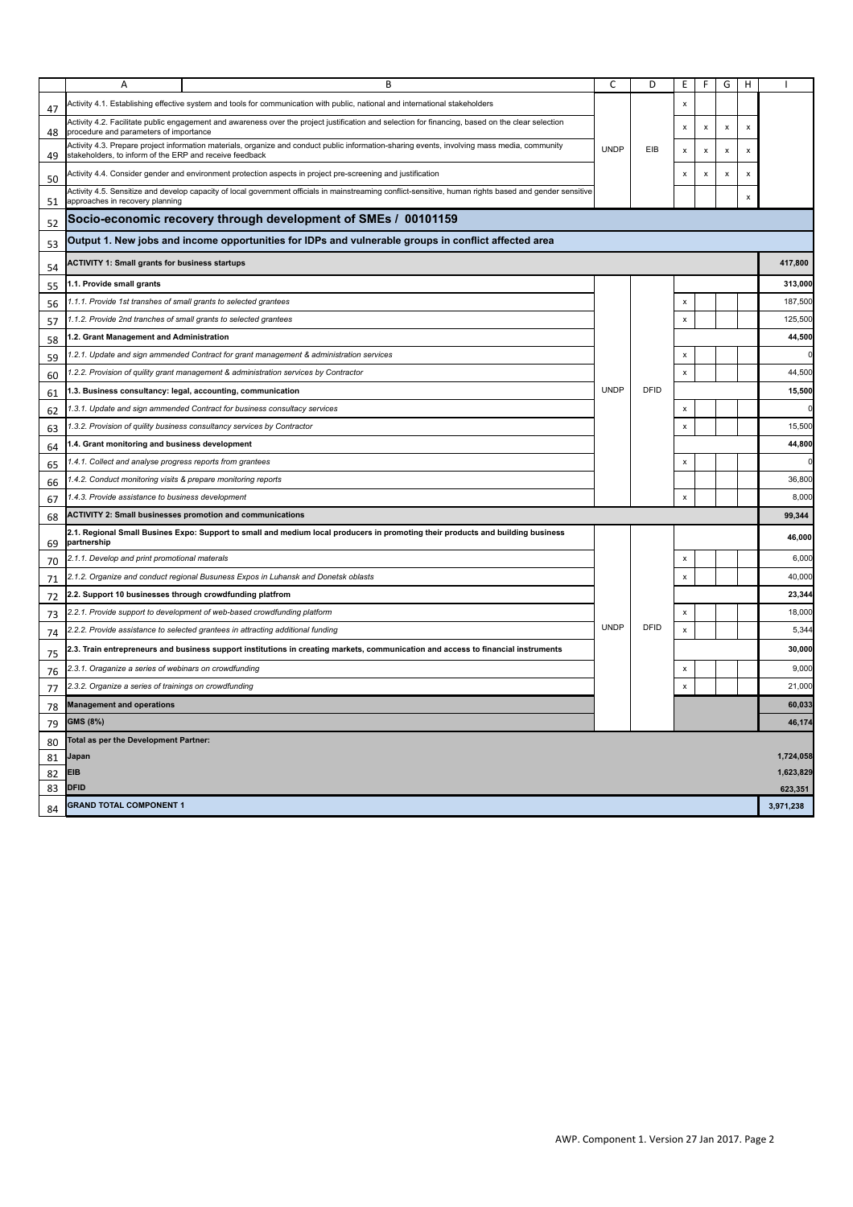| | A | B | C | D | E | F | G | H | I |
|---|---|---|---|---|---|---|---|---|---|
| 47 | Activity 4.1. Establishing effective system and tools for communication with public, national and international stakeholders | | UNDP | EIB | x | | | | |
| 48 | Activity 4.2. Facilitate public engagement and awareness over the project justification and selection for financing, based on the clear selection procedure and parameters of importance | | | | x | x | x | x | |
| 49 | Activity 4.3. Prepare project information materials, organize and conduct public information-sharing events, involving mass media, community stakeholders, to inform of the ERP and receive feedback | | | | x | x | x | x | |
| 50 | Activity 4.4. Consider gender and environment protection aspects in project pre-screening and justification | | | | x | x | x | x | |
| 51 | Activity 4.5. Sensitize and develop capacity of local government officials in mainstreaming conflict-sensitive, human rights based and gender sensitive approaches in recovery planning | | | | | | | x | |
| 52 | **Socio-economic recovery through development of SMEs / 00101159** | | | | | | | | |
| 53 | **Output 1. New jobs and income opportunities for IDPs and vulnerable groups in conflict affected area** | | | | | | | | |
| 54 | **ACTIVITY 1: Small grants for business startups** | | | | | | | | **417,800** |
| 55 | **1.1. Provide small grants** | | UNDP | DFID | | | | | **313,000** |
| 56 | *1.1.1. Provide 1st transhes of small grants to selected grantees* | | | | x | | | | 187,500 |
| 57 | *1.1.2. Provide 2nd tranches of small grants to selected grantees* | | | | x | | | | 125,500 |
| 58 | **1.2. Grant Management and Administration** | | | | | | | | **44,500** |
| 59 | *1.2.1. Update and sign ammended Contract for grant management & administration services* | | | | x | | | | 0 |
| 60 | *1.2.2. Provision of quility grant management & administration services by Contractor* | | | | x | | | | 44,500 |
| 61 | **1.3. Business consultancy: legal, accounting, communication** | | | | | | | | **15,500** |
| 62 | *1.3.1. Update and sign ammended Contract for business consultancy services* | | | | x | | | | 0 |
| 63 | *1.3.2. Provision of quility business consultancy services by Contractor* | | | | x | | | | 15,500 |
| 64 | **1.4. Grant monitoring and business development** | | | | | | | | **44,800** |
| 65 | *1.4.1. Collect and analyse progress reports from grantees* | | | | x | | | | 0 |
| 66 | *1.4.2. Conduct monitoring visits & prepare monitoring reports* | | | | | | | | 36,800 |
| 67 | *1.4.3. Provide assistance to business development* | | | | x | | | | 8,000 |
| 68 | **ACTIVITY 2: Small businesses promotion and communications** | | | | | | | | **99,344** |
| 69 | **2.1. Regional Small Busines Expo: Support to small and medium local producers in promoting their products and building business partnership** | | UNDP | DFID | | | | | **46,000** |
| 70 | *2.1.1. Develop and print promotional materials* | | | | x | | | | 6,000 |
| 71 | *2.1.2. Organize and conduct regional Busuness Expos in Luhansk and Donetsk oblasts* | | | | x | | | | 40,000 |
| 72 | **2.2. Support 10 businesses through crowdfunding platfrom** | | | | | | | | **23,344** |
| 73 | *2.2.1. Provide support to development of web-based crowdfunding platform* | | | | x | | | | 18,000 |
| 74 | *2.2.2. Provide assistance to selected grantees in attracting additional funding* | | | | x | | | | 5,344 |
| 75 | **2.3. Train entrepreneurs and business support institutions in creating markets, communication and access to financial instruments** | | | | | | | | **30,000** |
| 76 | *2.3.1. Oraganize a series of webinars on crowdfunding* | | | | x | | | | 9,000 |
| 77 | *2.3.2. Organize a series of trainings on crowdfunding* | | | | x | | | | 21,000 |
| 78 | **Management and operations** | | | | | | | | **60,033** |
| 79 | **GMS (8%)** | | | | | | | | **46,174** |
| 80 | **Total as per the Development Partner:** | | | | | | | | |
| 81 | **Japan** | | | | | | | | **1,724,058** |
| 82 | **EIB** | | | | | | | | **1,623,829** |
| 83 | **DFID** | | | | | | | | **623,351** |
| 84 | **GRAND TOTAL COMPONENT 1** | | | | | | | | **3,971,238** |

AWP. Component 1. Version 27 Jan 2017.